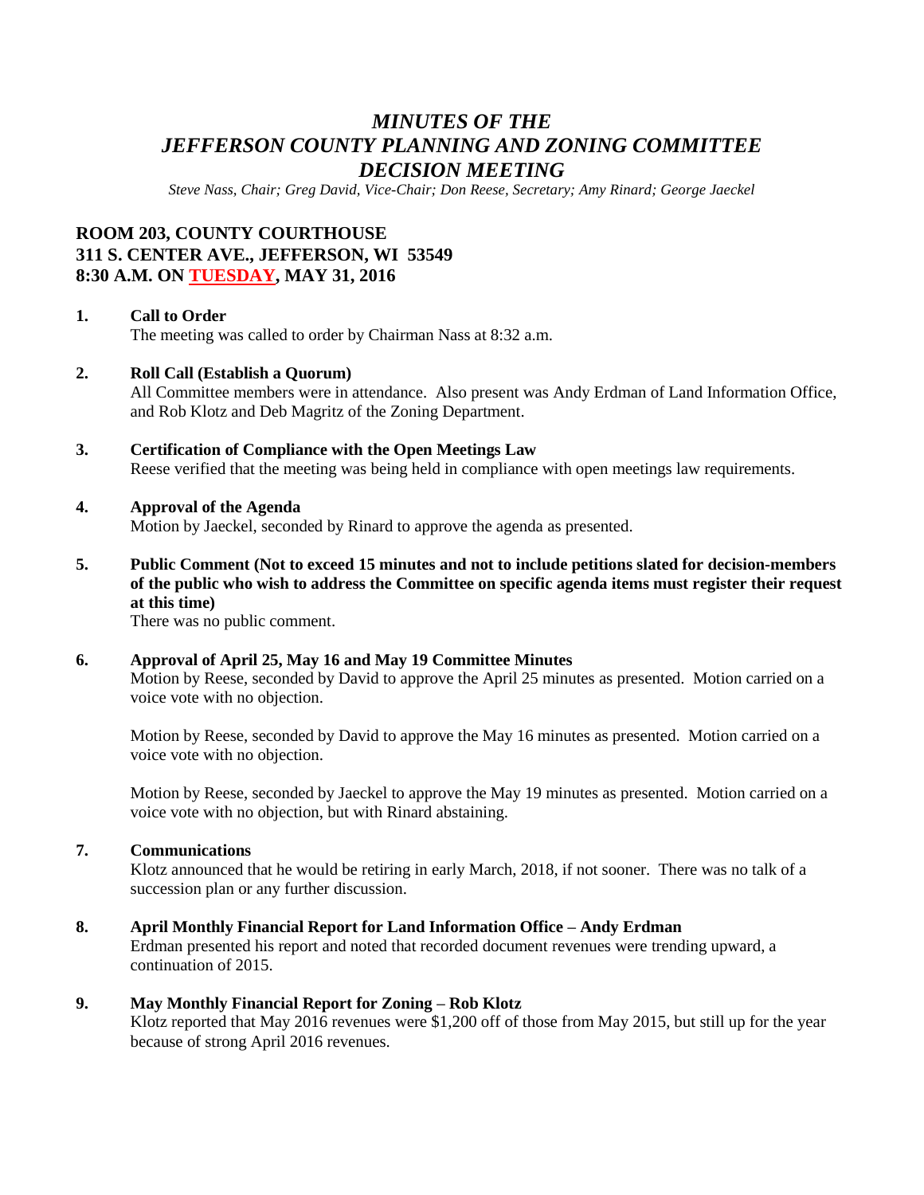# *MINUTES OF THE JEFFERSON COUNTY PLANNING AND ZONING COMMITTEE DECISION MEETING*

*Steve Nass, Chair; Greg David, Vice-Chair; Don Reese, Secretary; Amy Rinard; George Jaeckel*

**ROOM 203, COUNTY COURTHOUSE**
**311 S. CENTER AVE., JEFFERSON, WI 53549**
**8:30 A.M. ON TUESDAY, MAY 31, 2016**

**1. Call to Order**

The meeting was called to order by Chairman Nass at 8:32 a.m.

**2. Roll Call (Establish a Quorum)**

All Committee members were in attendance. Also present was Andy Erdman of Land Information Office, and Rob Klotz and Deb Magritz of the Zoning Department.

**3. Certification of Compliance with the Open Meetings Law**

Reese verified that the meeting was being held in compliance with open meetings law requirements.

**4. Approval of the Agenda**

Motion by Jaeckel, seconded by Rinard to approve the agenda as presented.

**5. Public Comment (Not to exceed 15 minutes and not to include petitions slated for decision-members of the public who wish to address the Committee on specific agenda items must register their request at this time)**

There was no public comment.

**6. Approval of April 25, May 16 and May 19 Committee Minutes**

Motion by Reese, seconded by David to approve the April 25 minutes as presented. Motion carried on a voice vote with no objection.

Motion by Reese, seconded by David to approve the May 16 minutes as presented. Motion carried on a voice vote with no objection.

Motion by Reese, seconded by Jaeckel to approve the May 19 minutes as presented. Motion carried on a voice vote with no objection, but with Rinard abstaining.

**7. Communications**

Klotz announced that he would be retiring in early March, 2018, if not sooner. There was no talk of a succession plan or any further discussion.

**8. April Monthly Financial Report for Land Information Office – Andy Erdman**

Erdman presented his report and noted that recorded document revenues were trending upward, a continuation of 2015.

**9. May Monthly Financial Report for Zoning – Rob Klotz**

Klotz reported that May 2016 revenues were $1,200 off of those from May 2015, but still up for the year because of strong April 2016 revenues.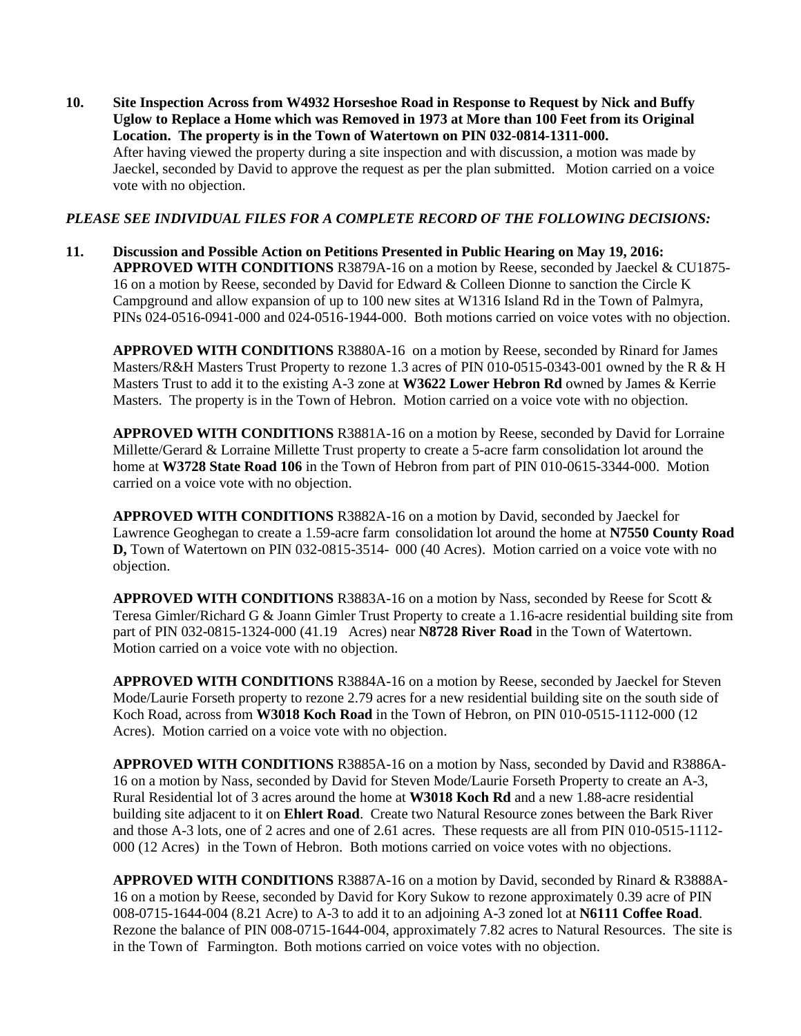**10. Site Inspection Across from W4932 Horseshoe Road in Response to Request by Nick and Buffy Uglow to Replace a Home which was Removed in 1973 at More than 100 Feet from its Original Location. The property is in the Town of Watertown on PIN 032-0814-1311-000.**
After having viewed the property during a site inspection and with discussion, a motion was made by Jaeckel, seconded by David to approve the request as per the plan submitted. Motion carried on a voice vote with no objection.

***PLEASE SEE INDIVIDUAL FILES FOR A COMPLETE RECORD OF THE FOLLOWING DECISIONS:***

**11. Discussion and Possible Action on Petitions Presented in Public Hearing on May 19, 2016:**
**APPROVED WITH CONDITIONS** R3879A-16 on a motion by Reese, seconded by Jaeckel & CU1875-16 on a motion by Reese, seconded by David for Edward & Colleen Dionne to sanction the Circle K Campground and allow expansion of up to 100 new sites at W1316 Island Rd in the Town of Palmyra, PINs 024-0516-0941-000 and 024-0516-1944-000. Both motions carried on voice votes with no objection.

**APPROVED WITH CONDITIONS** R3880A-16 on a motion by Reese, seconded by Rinard for James Masters/R&H Masters Trust Property to rezone 1.3 acres of PIN 010-0515-0343-001 owned by the R & H Masters Trust to add it to the existing A-3 zone at **W3622 Lower Hebron Rd** owned by James & Kerrie Masters. The property is in the Town of Hebron. Motion carried on a voice vote with no objection.

**APPROVED WITH CONDITIONS** R3881A-16 on a motion by Reese, seconded by David for Lorraine Millette/Gerard & Lorraine Millette Trust property to create a 5-acre farm consolidation lot around the home at **W3728 State Road 106** in the Town of Hebron from part of PIN 010-0615-3344-000. Motion carried on a voice vote with no objection.

**APPROVED WITH CONDITIONS** R3882A-16 on a motion by David, seconded by Jaeckel for Lawrence Geoghegan to create a 1.59-acre farm consolidation lot around the home at **N7550 County Road D,** Town of Watertown on PIN 032-0815-3514- 000 (40 Acres). Motion carried on a voice vote with no objection.

**APPROVED WITH CONDITIONS** R3883A-16 on a motion by Nass, seconded by Reese for Scott & Teresa Gimler/Richard G & Joann Gimler Trust Property to create a 1.16-acre residential building site from part of PIN 032-0815-1324-000 (41.19 Acres) near **N8728 River Road** in the Town of Watertown. Motion carried on a voice vote with no objection.

**APPROVED WITH CONDITIONS** R3884A-16 on a motion by Reese, seconded by Jaeckel for Steven Mode/Laurie Forseth property to rezone 2.79 acres for a new residential building site on the south side of Koch Road, across from **W3018 Koch Road** in the Town of Hebron, on PIN 010-0515-1112-000 (12 Acres). Motion carried on a voice vote with no objection.

**APPROVED WITH CONDITIONS** R3885A-16 on a motion by Nass, seconded by David and R3886A-16 on a motion by Nass, seconded by David for Steven Mode/Laurie Forseth Property to create an A-3, Rural Residential lot of 3 acres around the home at **W3018 Koch Rd** and a new 1.88-acre residential building site adjacent to it on **Ehlert Road**. Create two Natural Resource zones between the Bark River and those A-3 lots, one of 2 acres and one of 2.61 acres. These requests are all from PIN 010-0515-1112-000 (12 Acres) in the Town of Hebron. Both motions carried on voice votes with no objections.

**APPROVED WITH CONDITIONS** R3887A-16 on a motion by David, seconded by Rinard & R3888A-16 on a motion by Reese, seconded by David for Kory Sukow to rezone approximately 0.39 acre of PIN 008-0715-1644-004 (8.21 Acre) to A-3 to add it to an adjoining A-3 zoned lot at **N6111 Coffee Road**. Rezone the balance of PIN 008-0715-1644-004, approximately 7.82 acres to Natural Resources. The site is in the Town of Farmington. Both motions carried on voice votes with no objection.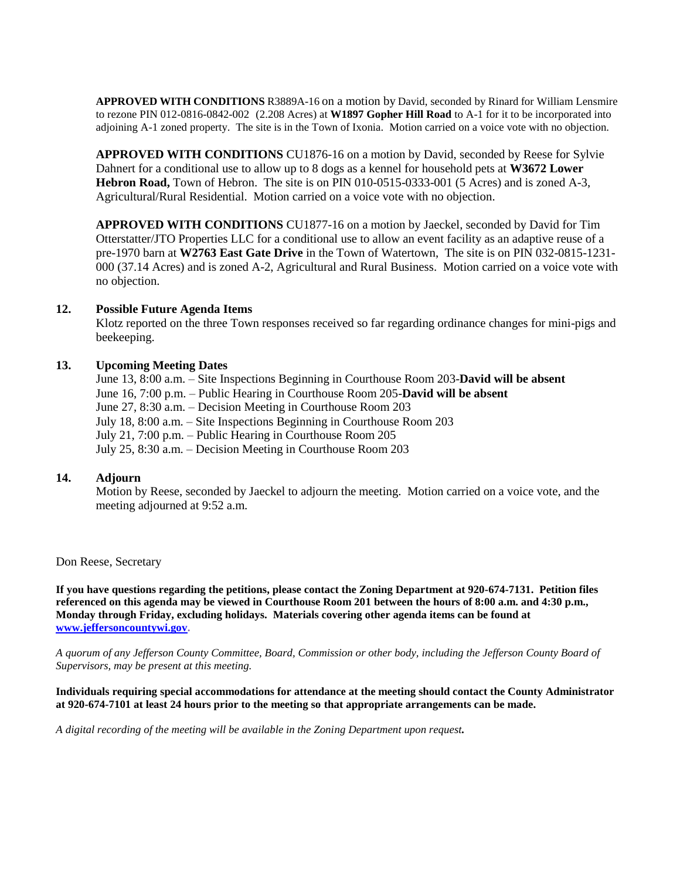**APPROVED WITH CONDITIONS** R3889A-16 on a motion by David, seconded by Rinard for William Lensmire to rezone PIN 012-0816-0842-002 (2.208 Acres) at **W1897 Gopher Hill Road** to A-1 for it to be incorporated into adjoining A-1 zoned property. The site is in the Town of Ixonia. Motion carried on a voice vote with no objection.

**APPROVED WITH CONDITIONS** CU1876-16 on a motion by David, seconded by Reese for Sylvie Dahnert for a conditional use to allow up to 8 dogs as a kennel for household pets at **W3672 Lower Hebron Road,** Town of Hebron. The site is on PIN 010-0515-0333-001 (5 Acres) and is zoned A-3, Agricultural/Rural Residential. Motion carried on a voice vote with no objection.

**APPROVED WITH CONDITIONS** CU1877-16 on a motion by Jaeckel, seconded by David for Tim Otterstatter/JTO Properties LLC for a conditional use to allow an event facility as an adaptive reuse of a pre-1970 barn at **W2763 East Gate Drive** in the Town of Watertown, The site is on PIN 032-0815-1231-000 (37.14 Acres) and is zoned A-2, Agricultural and Rural Business. Motion carried on a voice vote with no objection.

**12. Possible Future Agenda Items**

Klotz reported on the three Town responses received so far regarding ordinance changes for mini-pigs and beekeeping.

**13. Upcoming Meeting Dates**

June 13, 8:00 a.m. – Site Inspections Beginning in Courthouse Room 203-**David will be absent**
June 16, 7:00 p.m. – Public Hearing in Courthouse Room 205-**David will be absent**
June 27, 8:30 a.m. – Decision Meeting in Courthouse Room 203
July 18, 8:00 a.m. – Site Inspections Beginning in Courthouse Room 203
July 21, 7:00 p.m. – Public Hearing in Courthouse Room 205
July 25, 8:30 a.m. – Decision Meeting in Courthouse Room 203

**14. Adjourn**

Motion by Reese, seconded by Jaeckel to adjourn the meeting. Motion carried on a voice vote, and the meeting adjourned at 9:52 a.m.

Don Reese, Secretary

**If you have questions regarding the petitions, please contact the Zoning Department at 920-674-7131. Petition files referenced on this agenda may be viewed in Courthouse Room 201 between the hours of 8:00 a.m. and 4:30 p.m., Monday through Friday, excluding holidays. Materials covering other agenda items can be found at [www.jeffersoncountywi.gov](http://www.jeffersoncountywi.gov).**

*A quorum of any Jefferson County Committee, Board, Commission or other body, including the Jefferson County Board of Supervisors, may be present at this meeting.*

**Individuals requiring special accommodations for attendance at the meeting should contact the County Administrator at 920-674-7101 at least 24 hours prior to the meeting so that appropriate arrangements can be made.**

*A digital recording of the meeting will be available in the Zoning Department upon request.*